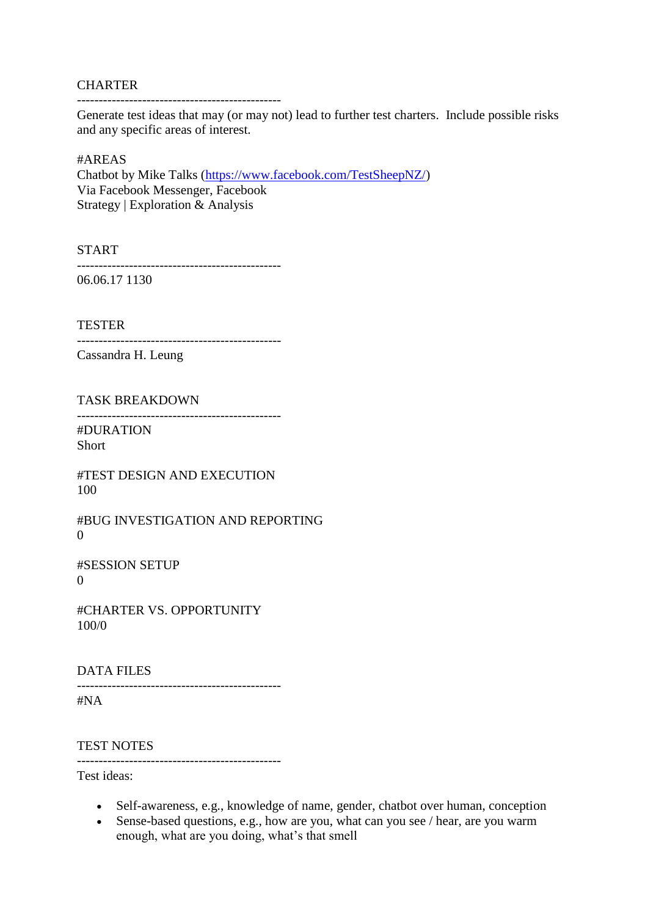CHARTER

----------------------------------------------

Generate test ideas that may (or may not) lead to further test charters. Include possible risks and any specific areas of interest.

#AREAS
Chatbot by Mike Talks (https://www.facebook.com/TestSheepNZ/)
Via Facebook Messenger, Facebook
Strategy | Exploration & Analysis

START

----------------------------------------------

06.06.17 1130

TESTER

----------------------------------------------

Cassandra H. Leung

TASK BREAKDOWN

----------------------------------------------

#DURATION
Short

#TEST DESIGN AND EXECUTION
100

#BUG INVESTIGATION AND REPORTING
0

#SESSION SETUP
0

#CHARTER VS. OPPORTUNITY
100/0

DATA FILES

----------------------------------------------

#NA

TEST NOTES

----------------------------------------------

Test ideas:

- Self-awareness, e.g., knowledge of name, gender, chatbot over human, conception
- Sense-based questions, e.g., how are you, what can you see / hear, are you warm enough, what are you doing, what's that smell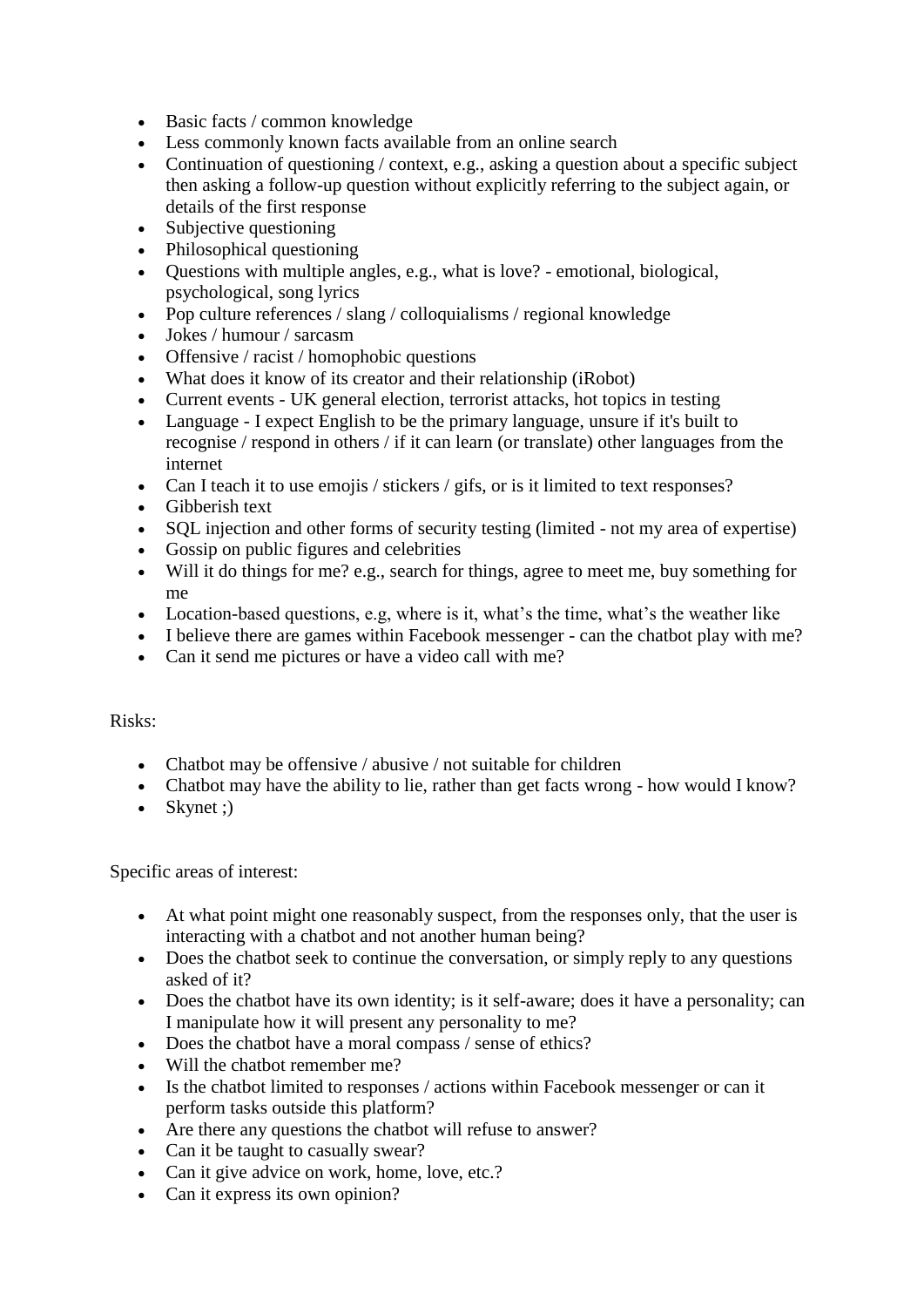- Basic facts / common knowledge
- Less commonly known facts available from an online search
- Continuation of questioning / context, e.g., asking a question about a specific subject then asking a follow-up question without explicitly referring to the subject again, or details of the first response
- Subjective questioning
- Philosophical questioning
- Questions with multiple angles, e.g., what is love? - emotional, biological, psychological, song lyrics
- Pop culture references / slang / colloquialisms / regional knowledge
- Jokes / humour / sarcasm
- Offensive / racist / homophobic questions
- What does it know of its creator and their relationship (iRobot)
- Current events - UK general election, terrorist attacks, hot topics in testing
- Language - I expect English to be the primary language, unsure if it's built to recognise / respond in others / if it can learn (or translate) other languages from the internet
- Can I teach it to use emojis / stickers / gifs, or is it limited to text responses?
- Gibberish text
- SQL injection and other forms of security testing (limited - not my area of expertise)
- Gossip on public figures and celebrities
- Will it do things for me? e.g., search for things, agree to meet me, buy something for me
- Location-based questions, e.g, where is it, what's the time, what's the weather like
- I believe there are games within Facebook messenger - can the chatbot play with me?
- Can it send me pictures or have a video call with me?

Risks:

- Chatbot may be offensive / abusive / not suitable for children
- Chatbot may have the ability to lie, rather than get facts wrong - how would I know?
- Skynet ;)

Specific areas of interest:

- At what point might one reasonably suspect, from the responses only, that the user is interacting with a chatbot and not another human being?
- Does the chatbot seek to continue the conversation, or simply reply to any questions asked of it?
- Does the chatbot have its own identity; is it self-aware; does it have a personality; can I manipulate how it will present any personality to me?
- Does the chatbot have a moral compass / sense of ethics?
- Will the chatbot remember me?
- Is the chatbot limited to responses / actions within Facebook messenger or can it perform tasks outside this platform?
- Are there any questions the chatbot will refuse to answer?
- Can it be taught to casually swear?
- Can it give advice on work, home, love, etc.?
- Can it express its own opinion?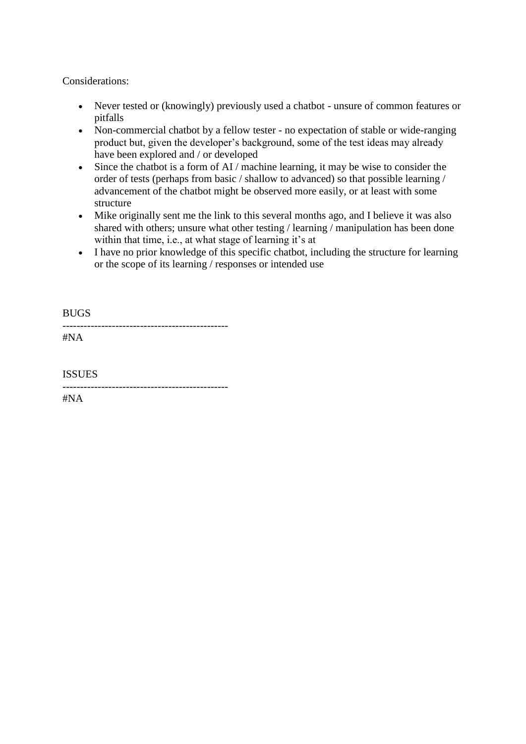Considerations:

- Never tested or (knowingly) previously used a chatbot - unsure of common features or pitfalls
- Non-commercial chatbot by a fellow tester - no expectation of stable or wide-ranging product but, given the developer's background, some of the test ideas may already have been explored and / or developed
- Since the chatbot is a form of AI / machine learning, it may be wise to consider the order of tests (perhaps from basic / shallow to advanced) so that possible learning / advancement of the chatbot might be observed more easily, or at least with some structure
- Mike originally sent me the link to this several months ago, and I believe it was also shared with others; unsure what other testing / learning / manipulation has been done within that time, i.e., at what stage of learning it's at
- I have no prior knowledge of this specific chatbot, including the structure for learning or the scope of its learning / responses or intended use

BUGS

----------------------------------------------

#NA

ISSUES

----------------------------------------------

#NA